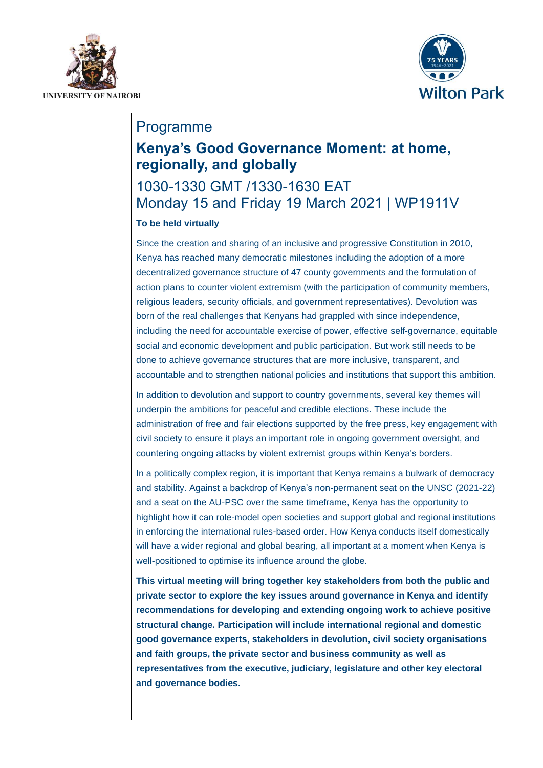UNIVERSITY OF NAIROBI

Wilton Park

# Programme

## Kenya's Good Governance Moment: at home, regionally, and globally

1030-1330 GMT /1330-1630 EAT
Monday 15 and Friday 19 March 2021 | WP1911V

**To be held virtually**

Since the creation and sharing of an inclusive and progressive Constitution in 2010, Kenya has reached many democratic milestones including the adoption of a more decentralized governance structure of 47 county governments and the formulation of action plans to counter violent extremism (with the participation of community members, religious leaders, security officials, and government representatives). Devolution was born of the real challenges that Kenyans had grappled with since independence, including the need for accountable exercise of power, effective self-governance, equitable social and economic development and public participation. But work still needs to be done to achieve governance structures that are more inclusive, transparent, and accountable and to strengthen national policies and institutions that support this ambition.

In addition to devolution and support to country governments, several key themes will underpin the ambitions for peaceful and credible elections. These include the administration of free and fair elections supported by the free press, key engagement with civil society to ensure it plays an important role in ongoing government oversight, and countering ongoing attacks by violent extremist groups within Kenya's borders.

In a politically complex region, it is important that Kenya remains a bulwark of democracy and stability. Against a backdrop of Kenya's non-permanent seat on the UNSC (2021-22) and a seat on the AU-PSC over the same timeframe, Kenya has the opportunity to highlight how it can role-model open societies and support global and regional institutions in enforcing the international rules-based order. How Kenya conducts itself domestically will have a wider regional and global bearing, all important at a moment when Kenya is well-positioned to optimise its influence around the globe.

**This virtual meeting will bring together key stakeholders from both the public and private sector to explore the key issues around governance in Kenya and identify recommendations for developing and extending ongoing work to achieve positive structural change. Participation will include international regional and domestic good governance experts, stakeholders in devolution, civil society organisations and faith groups, the private sector and business community as well as representatives from the executive, judiciary, legislature and other key electoral and governance bodies.**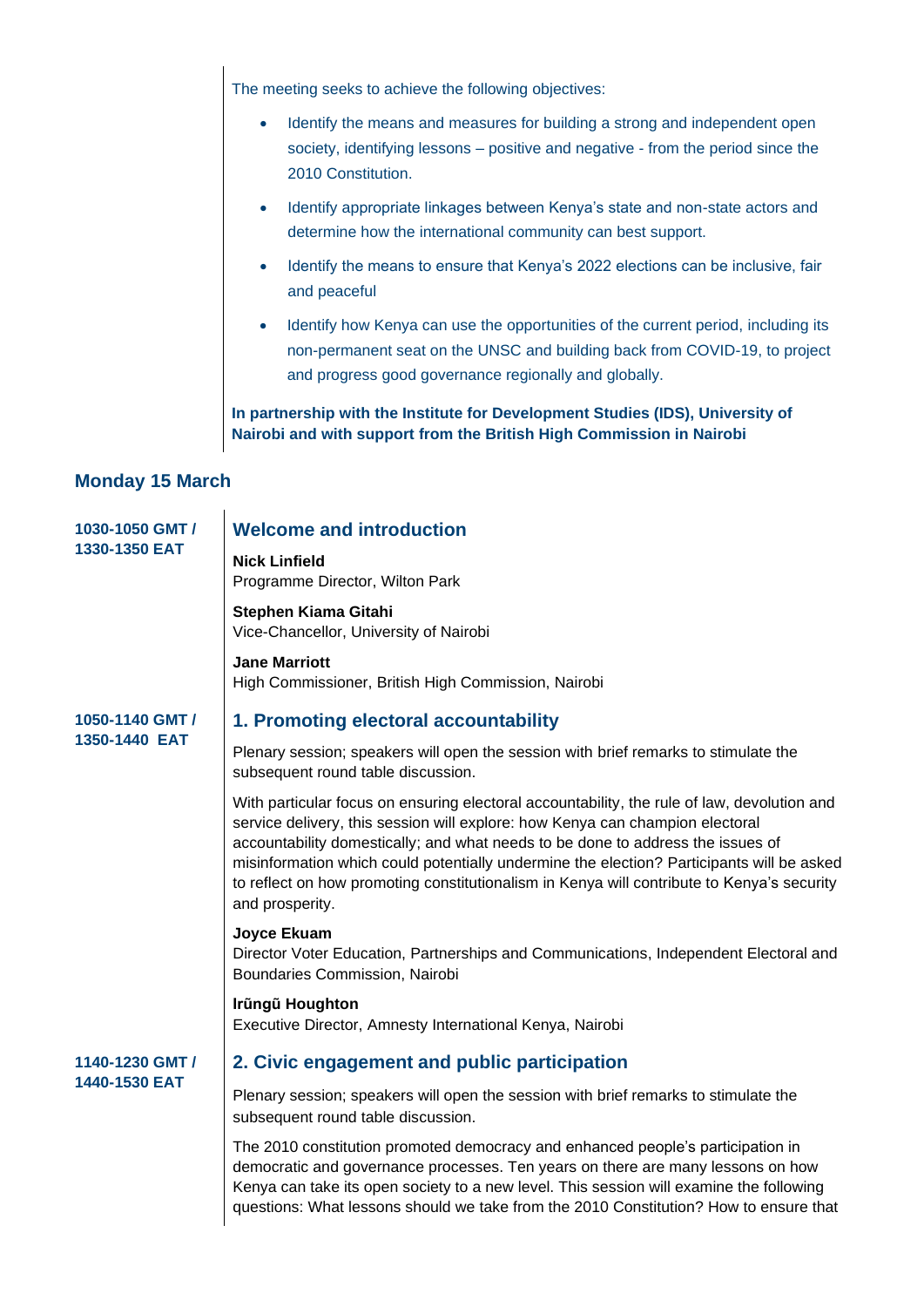The meeting seeks to achieve the following objectives:

- Identify the means and measures for building a strong and independent open society, identifying lessons – positive and negative - from the period since the 2010 Constitution.
- Identify appropriate linkages between Kenya's state and non-state actors and determine how the international community can best support.
- Identify the means to ensure that Kenya's 2022 elections can be inclusive, fair and peaceful
- Identify how Kenya can use the opportunities of the current period, including its non-permanent seat on the UNSC and building back from COVID-19, to project and progress good governance regionally and globally.

**In partnership with the Institute for Development Studies (IDS), University of Nairobi and with support from the British High Commission in Nairobi**

## Monday 15 March

**1030-1050 GMT / 1330-1350 EAT**

### Welcome and introduction

**Nick Linfield**
Programme Director, Wilton Park

**Stephen Kiama Gitahi**
Vice-Chancellor, University of Nairobi

**Jane Marriott**
High Commissioner, British High Commission, Nairobi

**1050-1140 GMT / 1350-1440 EAT**

### 1. Promoting electoral accountability

Plenary session; speakers will open the session with brief remarks to stimulate the subsequent round table discussion.

With particular focus on ensuring electoral accountability, the rule of law, devolution and service delivery, this session will explore: how Kenya can champion electoral accountability domestically; and what needs to be done to address the issues of misinformation which could potentially undermine the election? Participants will be asked to reflect on how promoting constitutionalism in Kenya will contribute to Kenya's security and prosperity.

**Joyce Ekuam**
Director Voter Education, Partnerships and Communications, Independent Electoral and Boundaries Commission, Nairobi

**Irũngũ Houghton**
Executive Director, Amnesty International Kenya, Nairobi

**1140-1230 GMT / 1440-1530 EAT**

### 2. Civic engagement and public participation

Plenary session; speakers will open the session with brief remarks to stimulate the subsequent round table discussion.

The 2010 constitution promoted democracy and enhanced people's participation in democratic and governance processes. Ten years on there are many lessons on how Kenya can take its open society to a new level. This session will examine the following questions: What lessons should we take from the 2010 Constitution? How to ensure that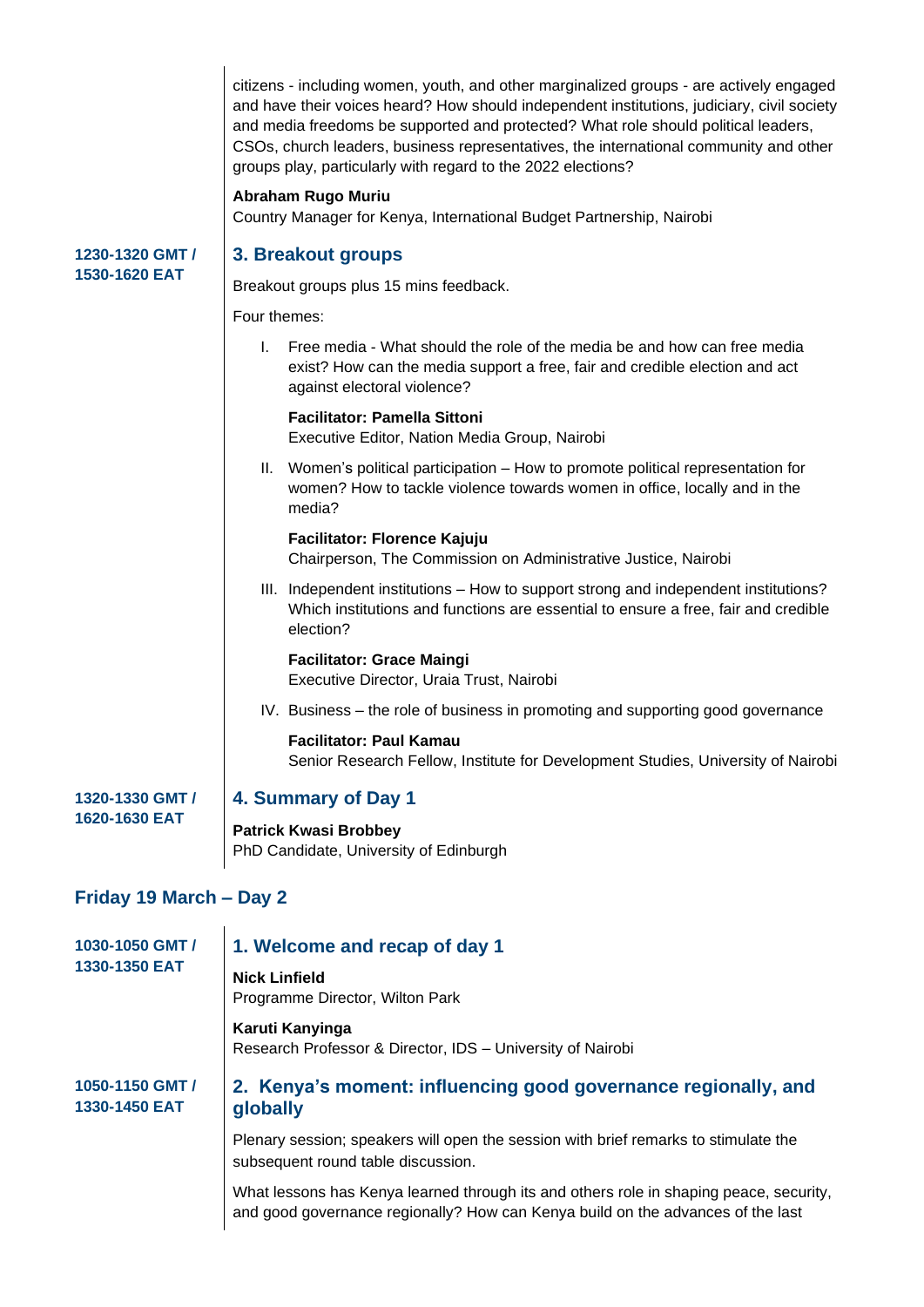citizens - including women, youth, and other marginalized groups - are actively engaged and have their voices heard? How should independent institutions, judiciary, civil society and media freedoms be supported and protected? What role should political leaders, CSOs, church leaders, business representatives, the international community and other groups play, particularly with regard to the 2022 elections?

**Abraham Rugo Muriu**
Country Manager for Kenya, International Budget Partnership, Nairobi

**1230-1320 GMT / 1530-1620 EAT**

### 3. Breakout groups

Breakout groups plus 15 mins feedback.

Four themes:

I. Free media - What should the role of the media be and how can free media exist? How can the media support a free, fair and credible election and act against electoral violence?

**Facilitator: Pamella Sittoni**
Executive Editor, Nation Media Group, Nairobi

II. Women's political participation – How to promote political representation for women? How to tackle violence towards women in office, locally and in the media?

**Facilitator: Florence Kajuju**
Chairperson, The Commission on Administrative Justice, Nairobi

III. Independent institutions – How to support strong and independent institutions? Which institutions and functions are essential to ensure a free, fair and credible election?

**Facilitator: Grace Maingi**
Executive Director, Uraia Trust, Nairobi

IV. Business – the role of business in promoting and supporting good governance

**Facilitator: Paul Kamau**
Senior Research Fellow, Institute for Development Studies, University of Nairobi

**1320-1330 GMT / 1620-1630 EAT**

### 4. Summary of Day 1

**Patrick Kwasi Brobbey**
PhD Candidate, University of Edinburgh

## Friday 19 March – Day 2

**1030-1050 GMT / 1330-1350 EAT**

### 1. Welcome and recap of day 1

**Nick Linfield**
Programme Director, Wilton Park

**Karuti Kanyinga**
Research Professor & Director, IDS – University of Nairobi

**1050-1150 GMT / 1330-1450 EAT**

### 2. Kenya's moment: influencing good governance regionally, and globally

Plenary session; speakers will open the session with brief remarks to stimulate the subsequent round table discussion.

What lessons has Kenya learned through its and others role in shaping peace, security, and good governance regionally? How can Kenya build on the advances of the last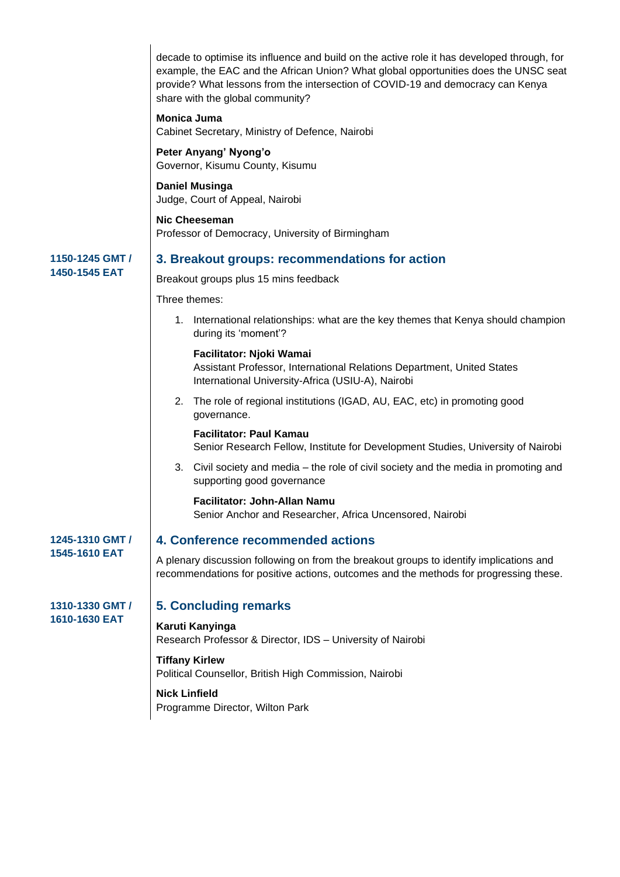decade to optimise its influence and build on the active role it has developed through, for example, the EAC and the African Union? What global opportunities does the UNSC seat provide? What lessons from the intersection of COVID-19 and democracy can Kenya share with the global community?

**Monica Juma**
Cabinet Secretary, Ministry of Defence, Nairobi

**Peter Anyang' Nyong'o**
Governor, Kisumu County, Kisumu

**Daniel Musinga**
Judge, Court of Appeal, Nairobi

**Nic Cheeseman**
Professor of Democracy, University of Birmingham

**1150-1245 GMT / 1450-1545 EAT**

## 3. Breakout groups: recommendations for action

Breakout groups plus 15 mins feedback

Three themes:

1. International relationships: what are the key themes that Kenya should champion during its 'moment'?

   **Facilitator: Njoki Wamai**
   Assistant Professor, International Relations Department, United States International University-Africa (USIU-A), Nairobi

2. The role of regional institutions (IGAD, AU, EAC, etc) in promoting good governance.

   **Facilitator: Paul Kamau**
   Senior Research Fellow, Institute for Development Studies, University of Nairobi

3. Civil society and media – the role of civil society and the media in promoting and supporting good governance

   **Facilitator: John-Allan Namu**
   Senior Anchor and Researcher, Africa Uncensored, Nairobi

**1245-1310 GMT / 1545-1610 EAT**

## 4. Conference recommended actions

A plenary discussion following on from the breakout groups to identify implications and recommendations for positive actions, outcomes and the methods for progressing these.

**1310-1330 GMT / 1610-1630 EAT**

## 5. Concluding remarks

**Karuti Kanyinga**
Research Professor & Director, IDS – University of Nairobi

**Tiffany Kirlew**
Political Counsellor, British High Commission, Nairobi

**Nick Linfield**
Programme Director, Wilton Park